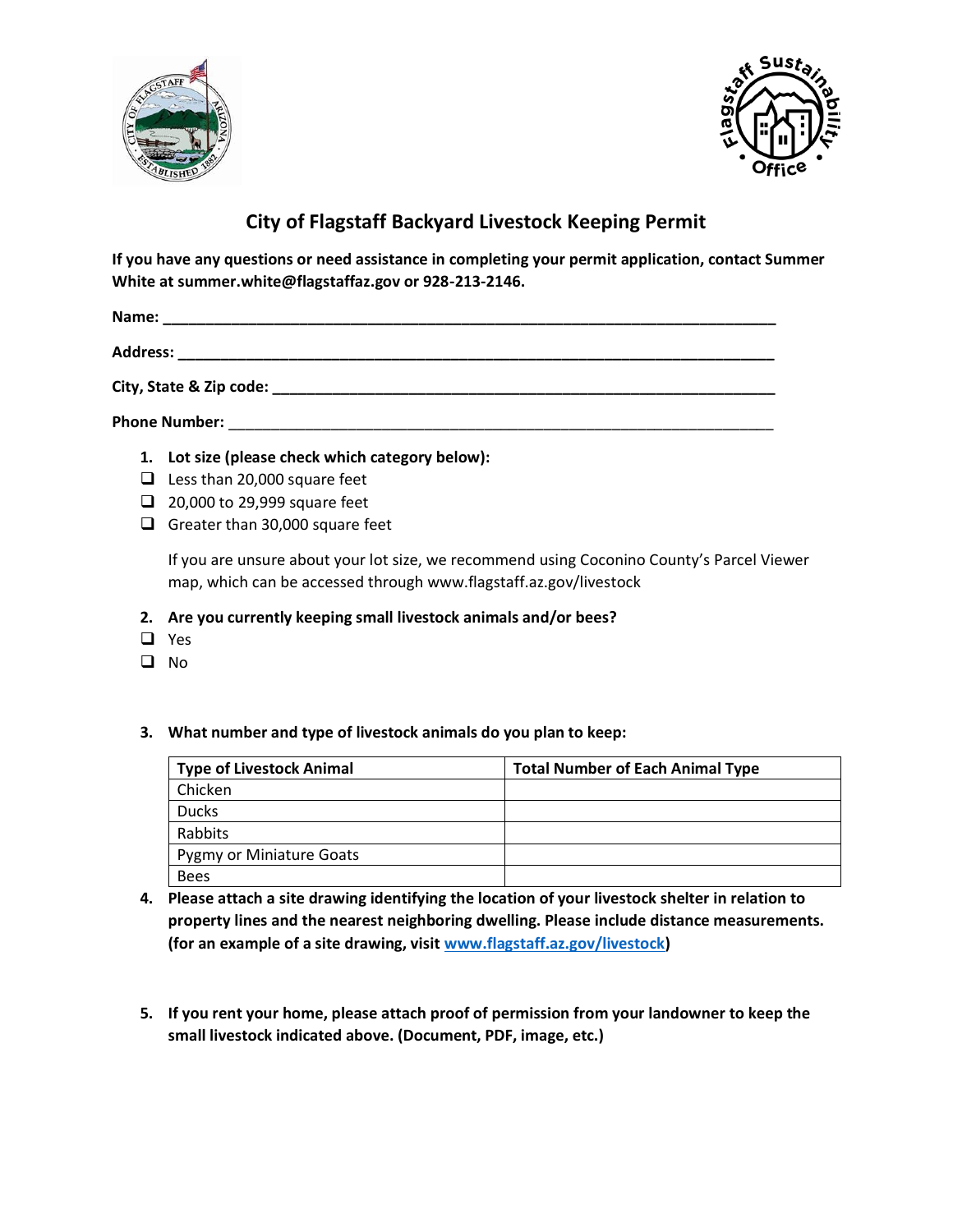# City of Flagstaff Backyard Livestock Keeping Permit

**If you have any questions or need assistance in completing your permit application, contact Summer White at summer.white@flagstaffaz.gov or 928-213-2146.**

**Name:** ___________________________________________________________________________

**Address:** _________________________________________________________________________

**City, State & Zip code:** ______________________________________________________________

**Phone Number:** ____________________________________________________________________

1. **Lot size (please check which category below):**

- ❑ Less than 20,000 square feet
- ❑ 20,000 to 29,999 square feet
- ❑ Greater than 30,000 square feet

If you are unsure about your lot size, we recommend using Coconino County's Parcel Viewer map, which can be accessed through www.flagstaff.az.gov/livestock

2. **Are you currently keeping small livestock animals and/or bees?**

- ❑ Yes
- ❑ No

3. **What number and type of livestock animals do you plan to keep:**

| Type of Livestock Animal | Total Number of Each Animal Type |
|---|---|
| Chicken | |
| Ducks | |
| Rabbits | |
| Pygmy or Miniature Goats | |
| Bees | |

4. **Please attach a site drawing identifying the location of your livestock shelter in relation to property lines and the nearest neighboring dwelling. Please include distance measurements. (for an example of a site drawing, visit [www.flagstaff.az.gov/livestock](www.flagstaff.az.gov/livestock))**

5. **If you rent your home, please attach proof of permission from your landowner to keep the small livestock indicated above. (Document, PDF, image, etc.)**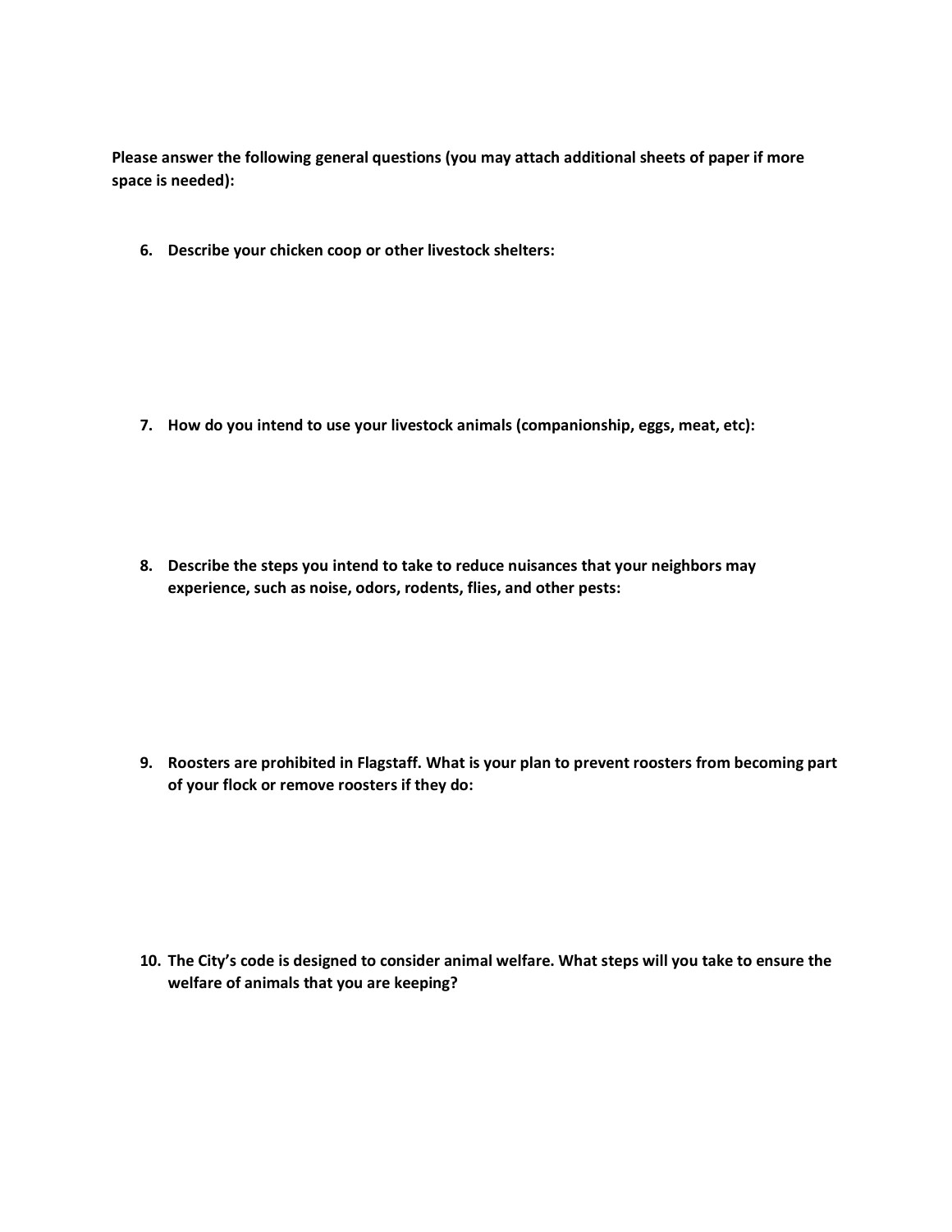**Please answer the following general questions (you may attach additional sheets of paper if more space is needed):**

6. **Describe your chicken coop or other livestock shelters:**

7. **How do you intend to use your livestock animals (companionship, eggs, meat, etc):**

8. **Describe the steps you intend to take to reduce nuisances that your neighbors may experience, such as noise, odors, rodents, flies, and other pests:**

9. **Roosters are prohibited in Flagstaff. What is your plan to prevent roosters from becoming part of your flock or remove roosters if they do:**

10. **The City's code is designed to consider animal welfare. What steps will you take to ensure the welfare of animals that you are keeping?**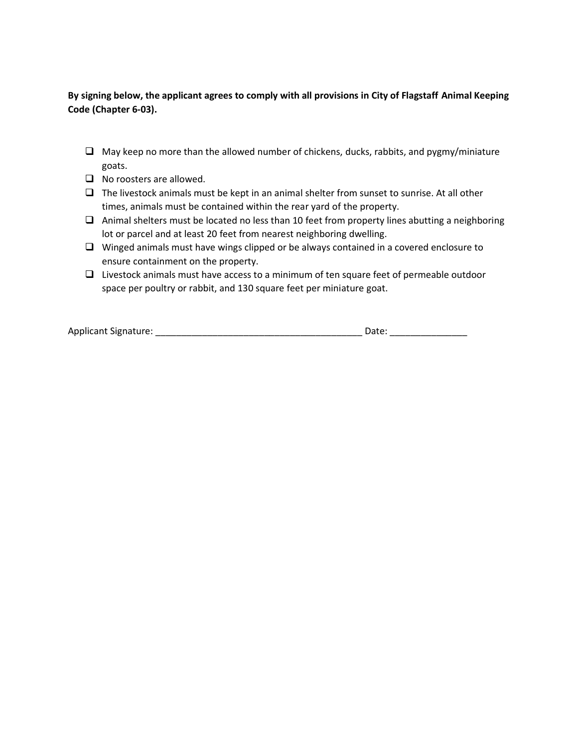**By signing below, the applicant agrees to comply with all provisions in City of Flagstaff Animal Keeping Code (Chapter 6-03).**

- ☐ May keep no more than the allowed number of chickens, ducks, rabbits, and pygmy/miniature goats.
- ☐ No roosters are allowed.
- ☐ The livestock animals must be kept in an animal shelter from sunset to sunrise. At all other times, animals must be contained within the rear yard of the property.
- ☐ Animal shelters must be located no less than 10 feet from property lines abutting a neighboring lot or parcel and at least 20 feet from nearest neighboring dwelling.
- ☐ Winged animals must have wings clipped or be always contained in a covered enclosure to ensure containment on the property.
- ☐ Livestock animals must have access to a minimum of ten square feet of permeable outdoor space per poultry or rabbit, and 130 square feet per miniature goat.

Applicant Signature: ________________________________________ Date: _______________